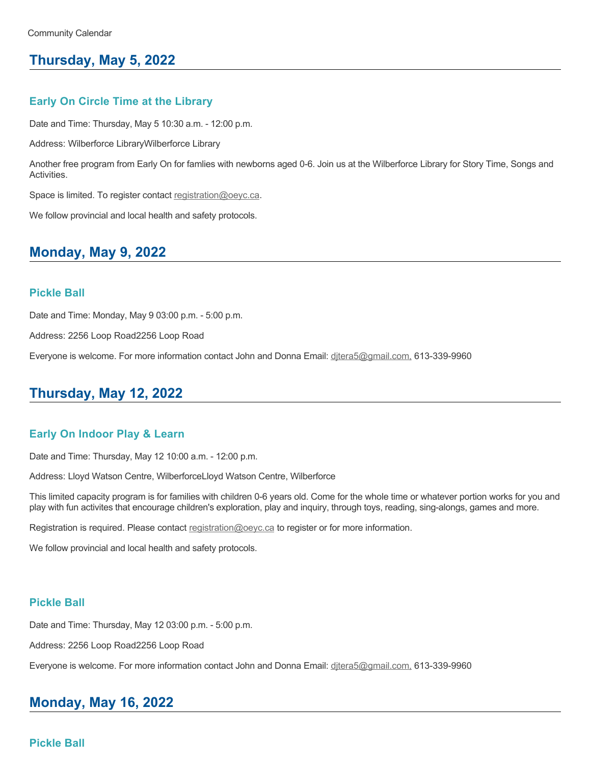Community Calendar

## Thursday, May 5, 2022

### Early On Circle Time at the Library

Date and Time: Thursday, May 5 10:30 a.m. - 12:00 p.m.

Address: Wilberforce LibraryWilberforce Library

Another free program from Early On for famlies with newborns aged 0-6. Join us at the Wilberforce Library for Story Time, Songs and Activities.

Space is limited. To register contact registration@oeyc.ca.

We follow provincial and local health and safety protocols.

## Monday, May 9, 2022

### Pickle Ball

Date and Time: Monday, May 9 03:00 p.m. - 5:00 p.m.

Address: 2256 Loop Road2256 Loop Road

Everyone is welcome. For more information contact John and Donna Email: djtera5@gmail.com, 613-339-9960

## Thursday, May 12, 2022

### Early On Indoor Play & Learn

Date and Time: Thursday, May 12 10:00 a.m. - 12:00 p.m.

Address: Lloyd Watson Centre, WilberforceLloyd Watson Centre, Wilberforce

This limited capacity program is for families with children 0-6 years old. Come for the whole time or whatever portion works for you and play with fun activites that encourage children's exploration, play and inquiry, through toys, reading, sing-alongs, games and more.

Registration is required. Please contact registration@oeyc.ca to register or for more information.

We follow provincial and local health and safety protocols.

### Pickle Ball

Date and Time: Thursday, May 12 03:00 p.m. - 5:00 p.m.

Address: 2256 Loop Road2256 Loop Road

Everyone is welcome. For more information contact John and Donna Email: djtera5@gmail.com, 613-339-9960

## Monday, May 16, 2022

### Pickle Ball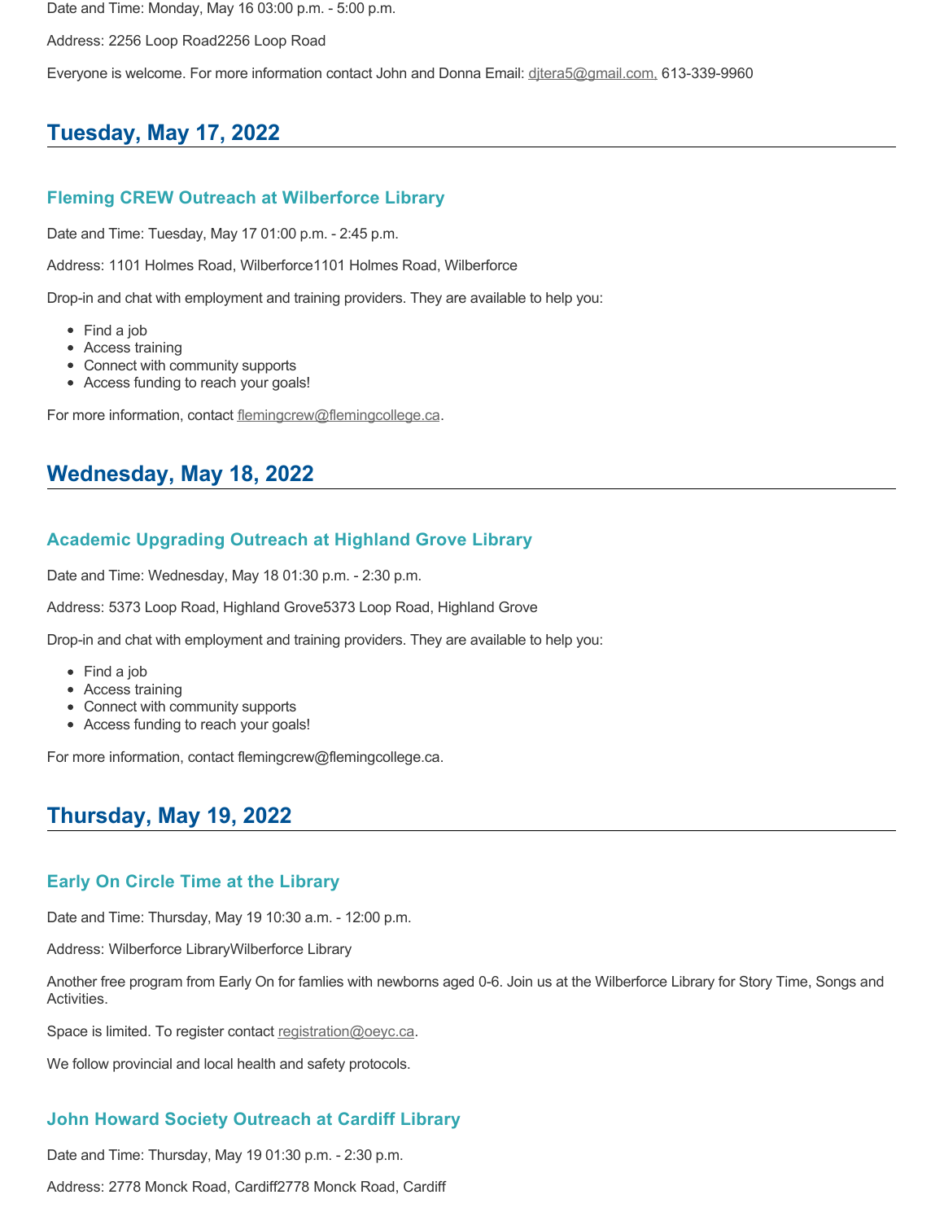Date and Time: Monday, May 16 03:00 p.m. - 5:00 p.m.

Address: 2256 Loop Road2256 Loop Road

Everyone is welcome. For more information contact John and Donna Email: djtera5@gmail.com, 613-339-9960

## Tuesday, May 17, 2022

### Fleming CREW Outreach at Wilberforce Library

Date and Time: Tuesday, May 17 01:00 p.m. - 2:45 p.m.

Address: 1101 Holmes Road, Wilberforce1101 Holmes Road, Wilberforce

Drop-in and chat with employment and training providers. They are available to help you:

- Find a job
- Access training
- Connect with community supports
- Access funding to reach your goals!

For more information, contact flemingcrew@flemingcollege.ca.

## Wednesday, May 18, 2022

### Academic Upgrading Outreach at Highland Grove Library

Date and Time: Wednesday, May 18 01:30 p.m. - 2:30 p.m.

Address: 5373 Loop Road, Highland Grove5373 Loop Road, Highland Grove

Drop-in and chat with employment and training providers. They are available to help you:

- Find a job
- Access training
- Connect with community supports
- Access funding to reach your goals!

For more information, contact flemingcrew@flemingcollege.ca.

## Thursday, May 19, 2022

### Early On Circle Time at the Library

Date and Time: Thursday, May 19 10:30 a.m. - 12:00 p.m.

Address: Wilberforce LibraryWilberforce Library

Another free program from Early On for famlies with newborns aged 0-6. Join us at the Wilberforce Library for Story Time, Songs and Activities.

Space is limited. To register contact registration@oeyc.ca.

We follow provincial and local health and safety protocols.

### John Howard Society Outreach at Cardiff Library

Date and Time: Thursday, May 19 01:30 p.m. - 2:30 p.m.

Address: 2778 Monck Road, Cardiff2778 Monck Road, Cardiff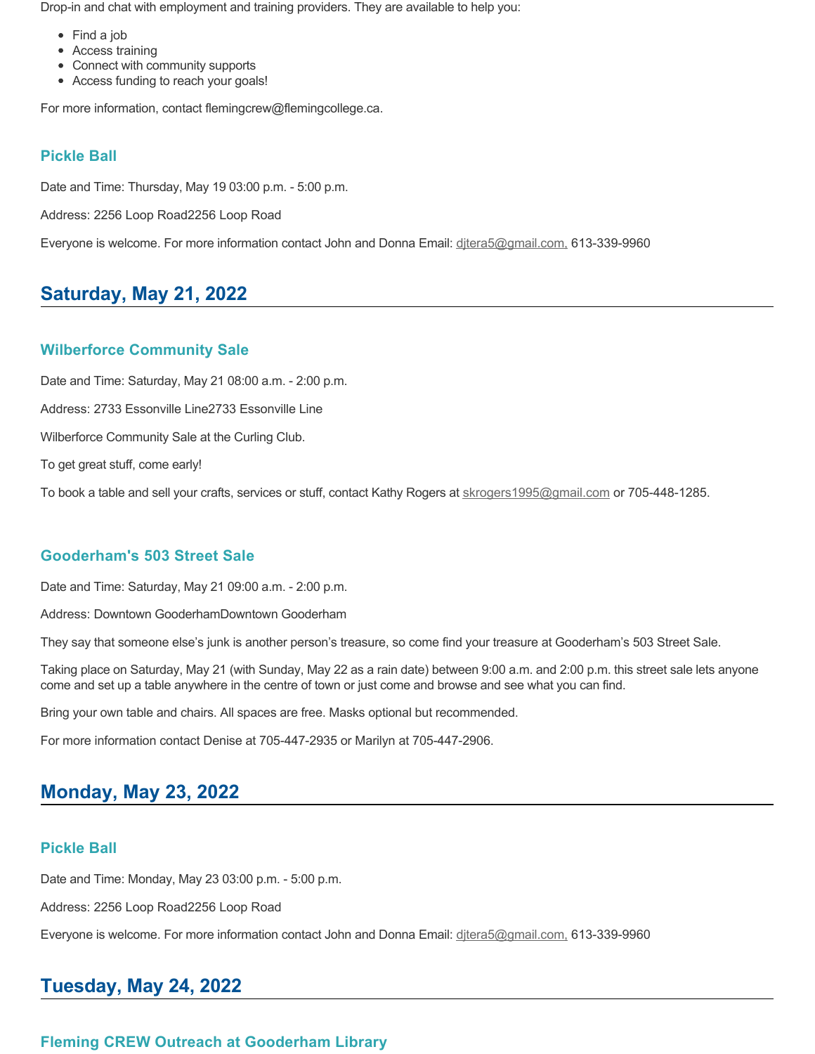Drop-in and chat with employment and training providers. They are available to help you:

- Find a job
- Access training
- Connect with community supports
- Access funding to reach your goals!

For more information, contact flemingcrew@flemingcollege.ca.

### Pickle Ball

Date and Time: Thursday, May 19 03:00 p.m. - 5:00 p.m.

Address: 2256 Loop Road2256 Loop Road

Everyone is welcome. For more information contact John and Donna Email: djtera5@gmail.com, 613-339-9960

## Saturday, May 21, 2022

### Wilberforce Community Sale

Date and Time: Saturday, May 21 08:00 a.m. - 2:00 p.m.

Address: 2733 Essonville Line2733 Essonville Line

Wilberforce Community Sale at the Curling Club.

To get great stuff, come early!

To book a table and sell your crafts, services or stuff, contact Kathy Rogers at skrogers1995@gmail.com or 705-448-1285.

### Gooderham's 503 Street Sale

Date and Time: Saturday, May 21 09:00 a.m. - 2:00 p.m.

Address: Downtown GooderhamDowntown Gooderham

They say that someone else's junk is another person's treasure, so come find your treasure at Gooderham's 503 Street Sale.

Taking place on Saturday, May 21 (with Sunday, May 22 as a rain date) between 9:00 a.m. and 2:00 p.m. this street sale lets anyone come and set up a table anywhere in the centre of town or just come and browse and see what you can find.

Bring your own table and chairs. All spaces are free. Masks optional but recommended.

For more information contact Denise at 705-447-2935 or Marilyn at 705-447-2906.

## Monday, May 23, 2022

### Pickle Ball

Date and Time: Monday, May 23 03:00 p.m. - 5:00 p.m.

Address: 2256 Loop Road2256 Loop Road

Everyone is welcome. For more information contact John and Donna Email: djtera5@gmail.com, 613-339-9960

## Tuesday, May 24, 2022

### Fleming CREW Outreach at Gooderham Library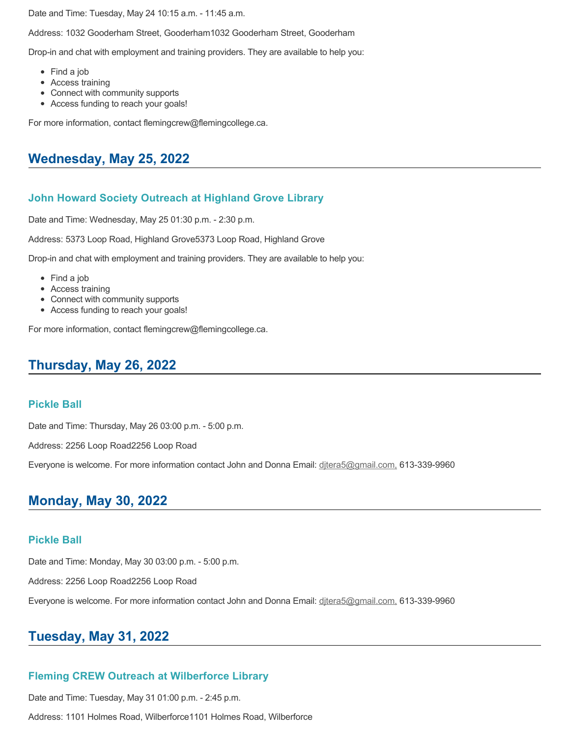Date and Time: Tuesday, May 24 10:15 a.m. - 11:45 a.m.

Address: 1032 Gooderham Street, Gooderham1032 Gooderham Street, Gooderham

Drop-in and chat with employment and training providers. They are available to help you:

- Find a job
- Access training
- Connect with community supports
- Access funding to reach your goals!

For more information, contact flemingcrew@flemingcollege.ca.

## Wednesday, May 25, 2022

### John Howard Society Outreach at Highland Grove Library

Date and Time: Wednesday, May 25 01:30 p.m. - 2:30 p.m.

Address: 5373 Loop Road, Highland Grove5373 Loop Road, Highland Grove

Drop-in and chat with employment and training providers. They are available to help you:

- Find a job
- Access training
- Connect with community supports
- Access funding to reach your goals!

For more information, contact flemingcrew@flemingcollege.ca.

## Thursday, May 26, 2022

### Pickle Ball

Date and Time: Thursday, May 26 03:00 p.m. - 5:00 p.m.

Address: 2256 Loop Road2256 Loop Road

Everyone is welcome. For more information contact John and Donna Email: djtera5@gmail.com, 613-339-9960

## Monday, May 30, 2022

### Pickle Ball

Date and Time: Monday, May 30 03:00 p.m. - 5:00 p.m.

Address: 2256 Loop Road2256 Loop Road

Everyone is welcome. For more information contact John and Donna Email: djtera5@gmail.com, 613-339-9960

## Tuesday, May 31, 2022

### Fleming CREW Outreach at Wilberforce Library

Date and Time: Tuesday, May 31 01:00 p.m. - 2:45 p.m.

Address: 1101 Holmes Road, Wilberforce1101 Holmes Road, Wilberforce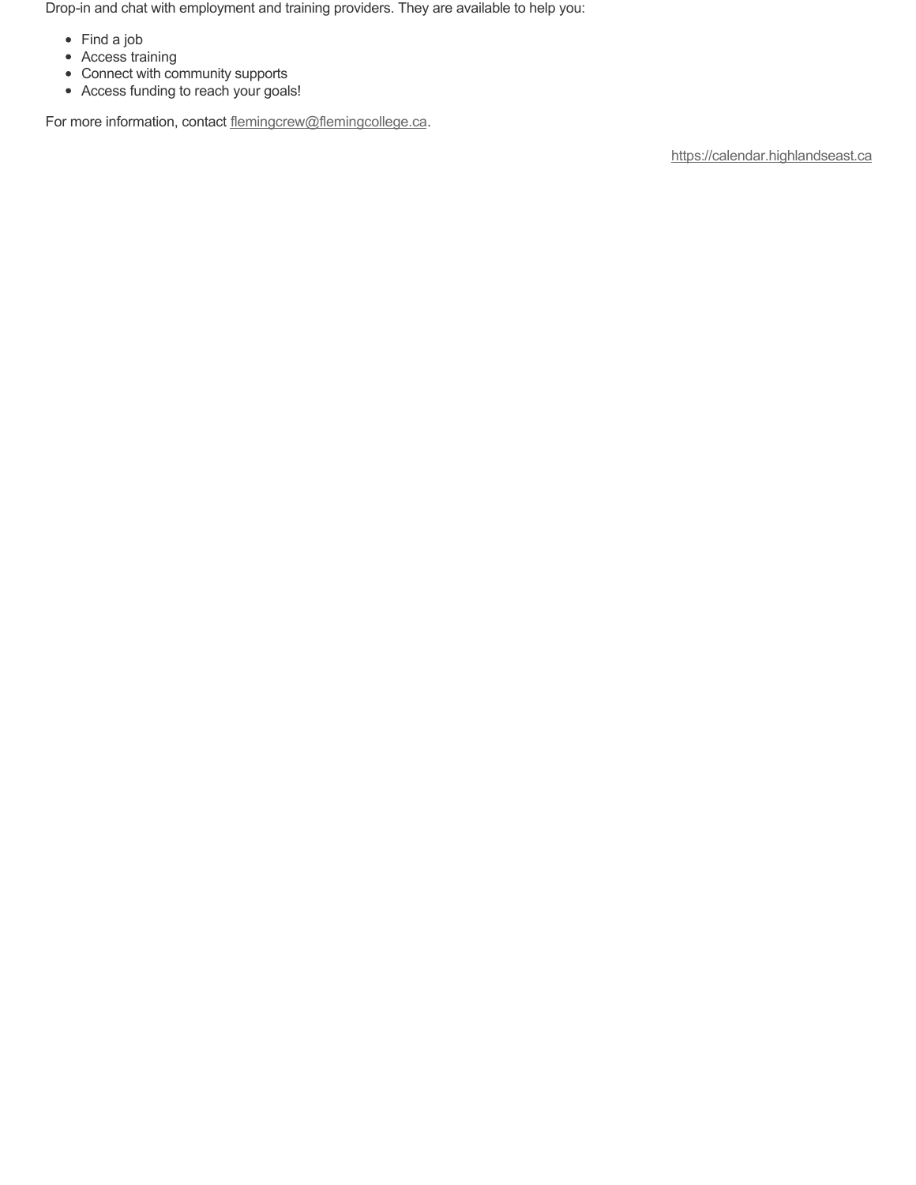Drop-in and chat with employment and training providers. They are available to help you:

- Find a job
- Access training
- Connect with community supports
- Access funding to reach your goals!

For more information, contact flemingcrew@flemingcollege.ca.

https://calendar.highlandseast.ca